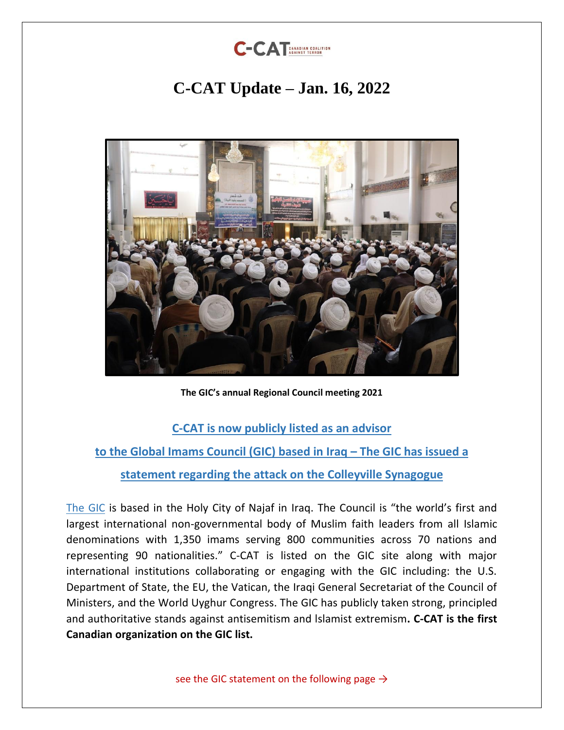# C-CAT Update – Jan. 16, 2022

The GIC's annual Regional Council meeting 2021

## C-CAT is now publicly listed as an advisor to the Global Imams Council (GIC) based in Iraq – The GIC has issued a statement regarding the attack on the Colleyville Synagogue

The GIC is based in the Holy City of Najaf in Iraq. The Council is "the world's first and largest international non-governmental body of Muslim faith leaders from all Islamic denominations with 1,350 imams serving 800 communities across 70 nations and representing 90 nationalities." C-CAT is listed on the GIC site along with major international institutions collaborating or engaging with the GIC including: the U.S. Department of State, the EU, the Vatican, the Iraqi General Secretariat of the Council of Ministers, and the World Uyghur Congress. The GIC has publicly taken strong, principled and authoritative stands against antisemitism and Islamist extremism**. C-CAT is the first Canadian organization on the GIC list.**

see the GIC statement on the following page →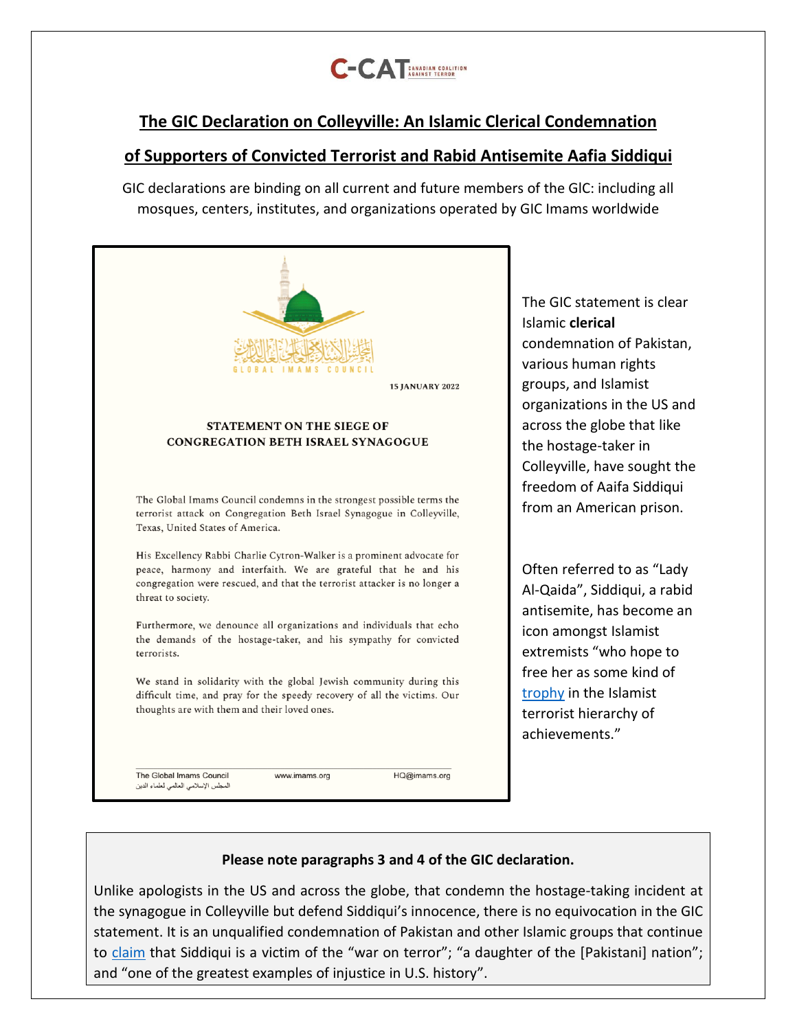C-CAT CANADIAN COALITION AGAINST TERROR

## The GIC Declaration on Colleyville: An Islamic Clerical Condemnation of Supporters of Convicted Terrorist and Rabid Antisemite Aafia Siddiqui

GIC declarations are binding on all current and future members of the GIC: including all mosques, centers, institutes, and organizations operated by GIC Imams worldwide

المجلس الإسلامي العالمي لعلماء الدين

GLOBAL IMAMS COUNCIL

15 JANUARY 2022

**STATEMENT ON THE SIEGE OF CONGREGATION BETH ISRAEL SYNAGOGUE**

The Global Imams Council condemns in the strongest possible terms the terrorist attack on Congregation Beth Israel Synagogue in Colleyville, Texas, United States of America.

His Excellency Rabbi Charlie Cytron-Walker is a prominent advocate for peace, harmony and interfaith. We are grateful that he and his congregation were rescued, and that the terrorist attacker is no longer a threat to society.

Furthermore, we denounce all organizations and individuals that echo the demands of the hostage-taker, and his sympathy for convicted terrorists.

We stand in solidarity with the global Jewish community during this difficult time, and pray for the speedy recovery of all the victims. Our thoughts are with them and their loved ones.

The Global Imams Council
المجلس الإسلامي العالمي لعلماء الدين
www.imams.org
HQ@imams.org

The GIC statement is clear Islamic **clerical** condemnation of Pakistan, various human rights groups, and Islamist organizations in the US and across the globe that like the hostage-taker in Colleyville, have sought the freedom of Aaifa Siddiqui from an American prison.

Often referred to as "Lady Al-Qaida", Siddiqui, a rabid antisemite, has become an icon amongst Islamist extremists "who hope to free her as some kind of trophy in the Islamist terrorist hierarchy of achievements."

**Please note paragraphs 3 and 4 of the GIC declaration.**

Unlike apologists in the US and across the globe, that condemn the hostage-taking incident at the synagogue in Colleyville but defend Siddiqui's innocence, there is no equivocation in the GIC statement. It is an unqualified condemnation of Pakistan and other Islamic groups that continue to claim that Siddiqui is a victim of the "war on terror"; "a daughter of the [Pakistani] nation"; and "one of the greatest examples of injustice in U.S. history".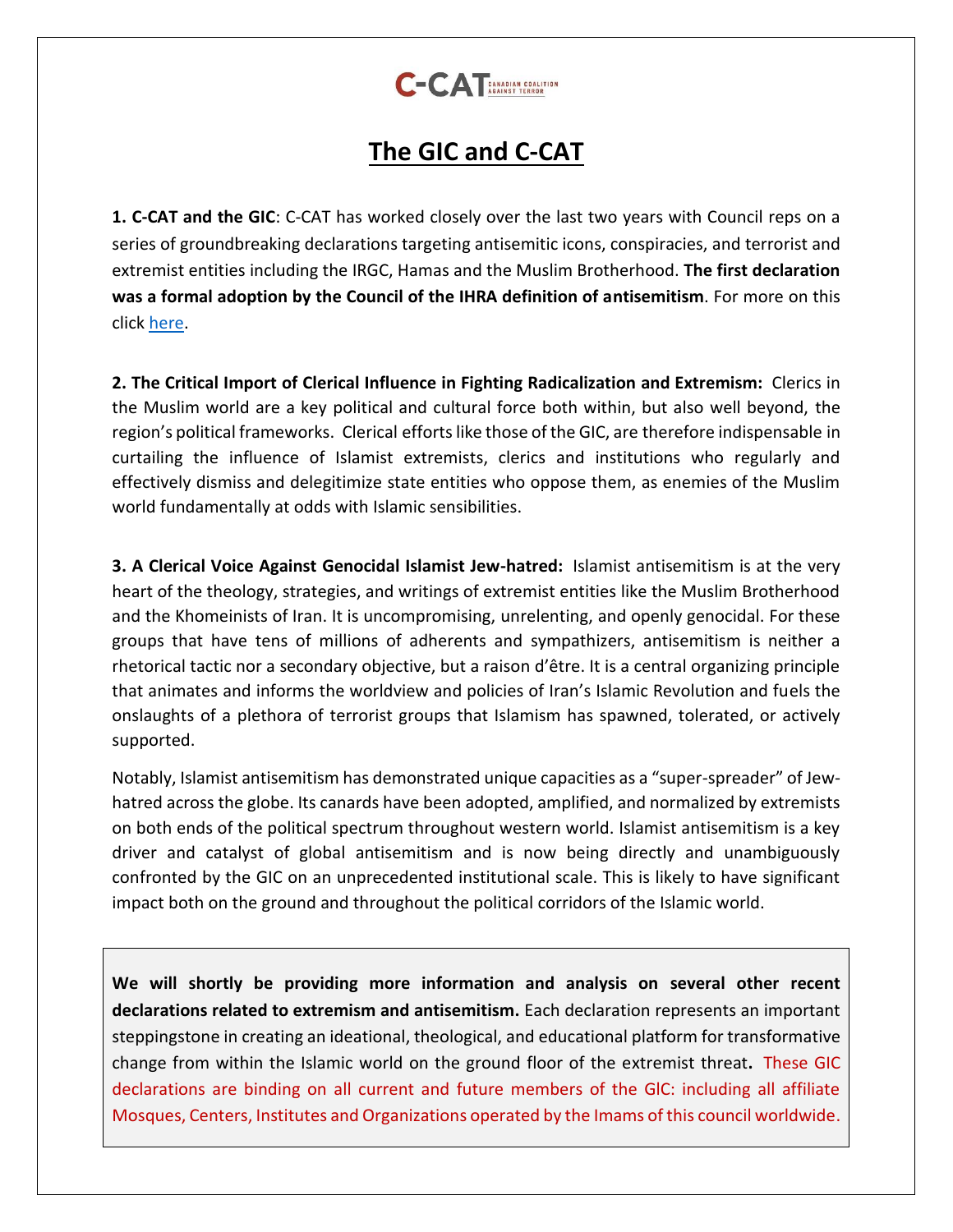C-CAT CANADIAN COALITION AGAINST TERROR

# The GIC and C-CAT

**1. C-CAT and the GIC**: C-CAT has worked closely over the last two years with Council reps on a series of groundbreaking declarations targeting antisemitic icons, conspiracies, and terrorist and extremist entities including the IRGC, Hamas and the Muslim Brotherhood. **The first declaration was a formal adoption by the Council of the IHRA definition of antisemitism**. For more on this click here.

**2. The Critical Import of Clerical Influence in Fighting Radicalization and Extremism:** Clerics in the Muslim world are a key political and cultural force both within, but also well beyond, the region's political frameworks. Clerical efforts like those of the GIC, are therefore indispensable in curtailing the influence of Islamist extremists, clerics and institutions who regularly and effectively dismiss and delegitimize state entities who oppose them, as enemies of the Muslim world fundamentally at odds with Islamic sensibilities.

**3. A Clerical Voice Against Genocidal Islamist Jew-hatred:** Islamist antisemitism is at the very heart of the theology, strategies, and writings of extremist entities like the Muslim Brotherhood and the Khomeinists of Iran. It is uncompromising, unrelenting, and openly genocidal. For these groups that have tens of millions of adherents and sympathizers, antisemitism is neither a rhetorical tactic nor a secondary objective, but a raison d'être. It is a central organizing principle that animates and informs the worldview and policies of Iran's Islamic Revolution and fuels the onslaughts of a plethora of terrorist groups that Islamism has spawned, tolerated, or actively supported.

Notably, Islamist antisemitism has demonstrated unique capacities as a "super-spreader" of Jew-hatred across the globe. Its canards have been adopted, amplified, and normalized by extremists on both ends of the political spectrum throughout western world. Islamist antisemitism is a key driver and catalyst of global antisemitism and is now being directly and unambiguously confronted by the GIC on an unprecedented institutional scale. This is likely to have significant impact both on the ground and throughout the political corridors of the Islamic world.

**We will shortly be providing more information and analysis on several other recent declarations related to extremism and antisemitism.** Each declaration represents an important steppingstone in creating an ideational, theological, and educational platform for transformative change from within the Islamic world on the ground floor of the extremist threat**.** These GIC declarations are binding on all current and future members of the GIC: including all affiliate Mosques, Centers, Institutes and Organizations operated by the Imams of this council worldwide.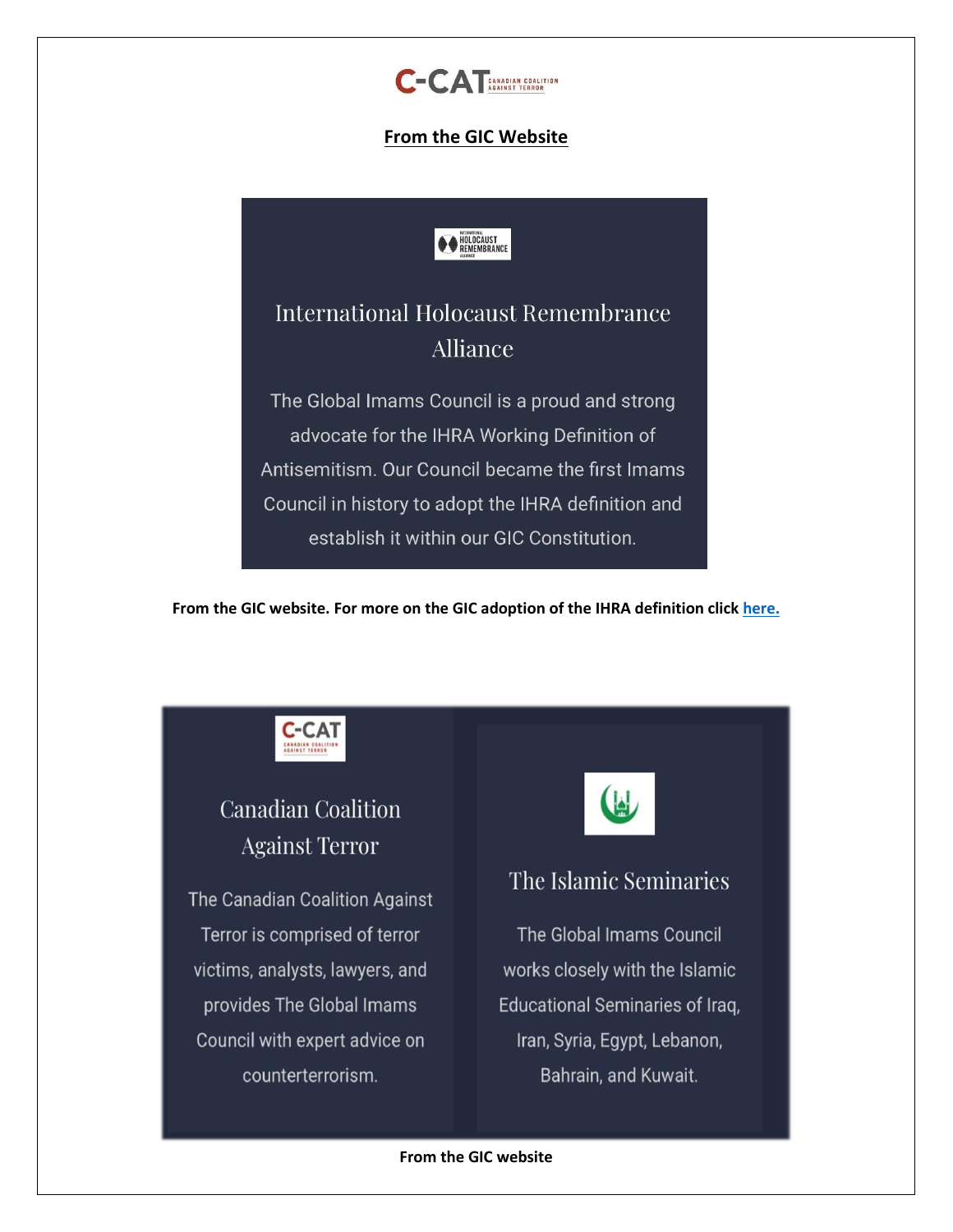## From the GIC Website

International Holocaust Remembrance Alliance

The Global Imams Council is a proud and strong advocate for the IHRA Working Definition of Antisemitism. Our Council became the first Imams Council in history to adopt the IHRA definition and establish it within our GIC Constitution.

**From the GIC website. For more on the GIC adoption of the IHRA definition click [here.]()**

Canadian Coalition Against Terror

The Canadian Coalition Against Terror is comprised of terror victims, analysts, lawyers, and provides The Global Imams Council with expert advice on counterterrorism.

The Islamic Seminaries

The Global Imams Council works closely with the Islamic Educational Seminaries of Iraq, Iran, Syria, Egypt, Lebanon, Bahrain, and Kuwait.

**From the GIC website**